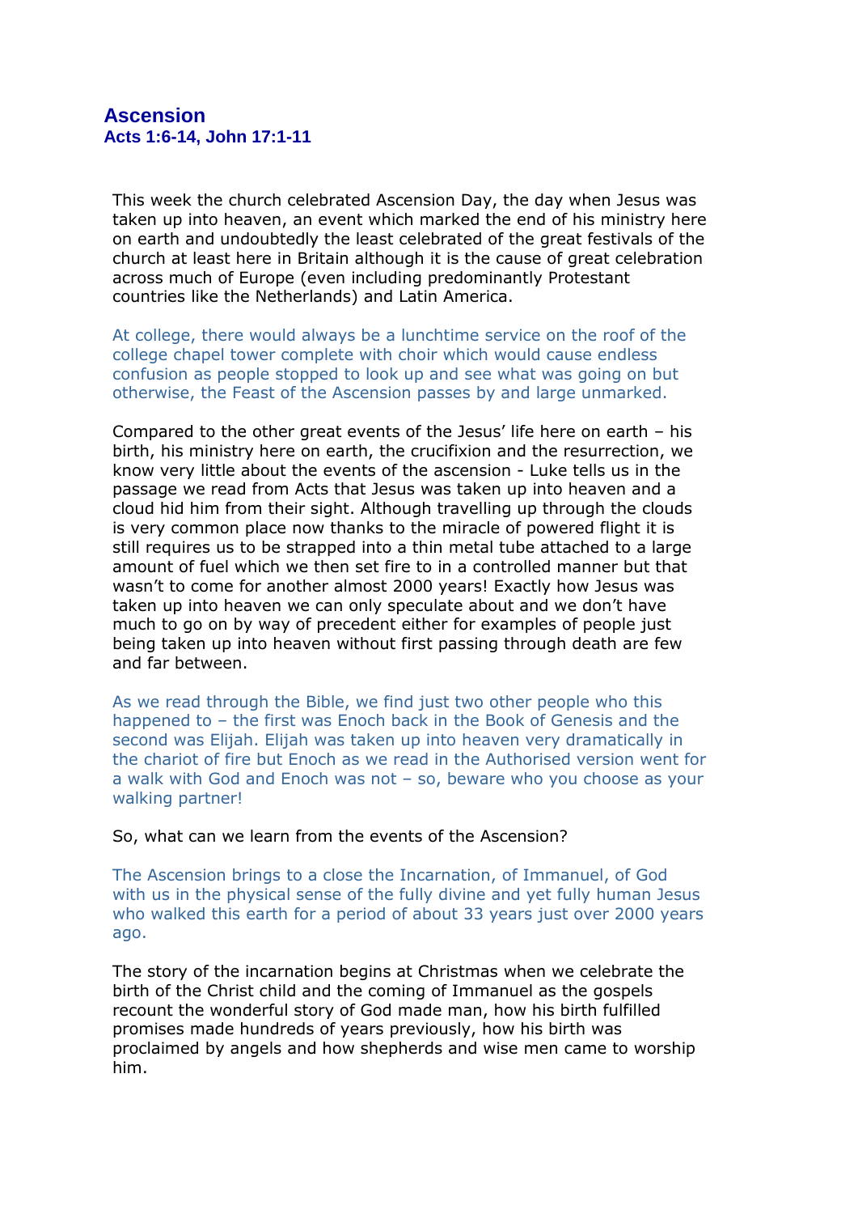# Ascension

**Acts 1:6-14, John 17:1-11**

This week the church celebrated Ascension Day, the day when Jesus was taken up into heaven, an event which marked the end of his ministry here on earth and undoubtedly the least celebrated of the great festivals of the church at least here in Britain although it is the cause of great celebration across much of Europe (even including predominantly Protestant countries like the Netherlands) and Latin America.

At college, there would always be a lunchtime service on the roof of the college chapel tower complete with choir which would cause endless confusion as people stopped to look up and see what was going on but otherwise, the Feast of the Ascension passes by and large unmarked.

Compared to the other great events of the Jesus' life here on earth – his birth, his ministry here on earth, the crucifixion and the resurrection, we know very little about the events of the ascension - Luke tells us in the passage we read from Acts that Jesus was taken up into heaven and a cloud hid him from their sight. Although travelling up through the clouds is very common place now thanks to the miracle of powered flight it is still requires us to be strapped into a thin metal tube attached to a large amount of fuel which we then set fire to in a controlled manner but that wasn't to come for another almost 2000 years! Exactly how Jesus was taken up into heaven we can only speculate about and we don't have much to go on by way of precedent either for examples of people just being taken up into heaven without first passing through death are few and far between.

As we read through the Bible, we find just two other people who this happened to – the first was Enoch back in the Book of Genesis and the second was Elijah. Elijah was taken up into heaven very dramatically in the chariot of fire but Enoch as we read in the Authorised version went for a walk with God and Enoch was not – so, beware who you choose as your walking partner!

So, what can we learn from the events of the Ascension?

The Ascension brings to a close the Incarnation, of Immanuel, of God with us in the physical sense of the fully divine and yet fully human Jesus who walked this earth for a period of about 33 years just over 2000 years ago.

The story of the incarnation begins at Christmas when we celebrate the birth of the Christ child and the coming of Immanuel as the gospels recount the wonderful story of God made man, how his birth fulfilled promises made hundreds of years previously, how his birth was proclaimed by angels and how shepherds and wise men came to worship him.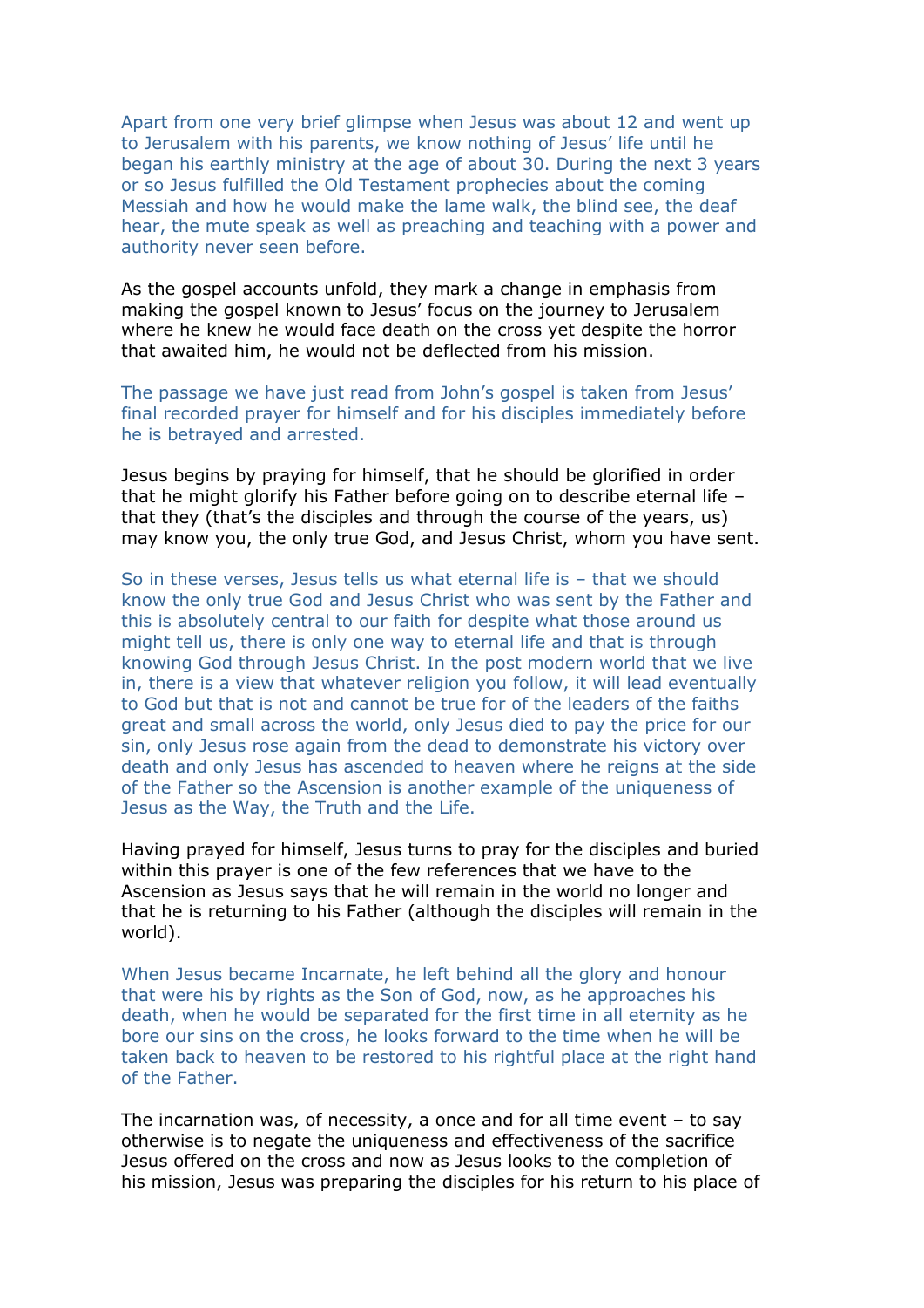Apart from one very brief glimpse when Jesus was about 12 and went up to Jerusalem with his parents, we know nothing of Jesus' life until he began his earthly ministry at the age of about 30. During the next 3 years or so Jesus fulfilled the Old Testament prophecies about the coming Messiah and how he would make the lame walk, the blind see, the deaf hear, the mute speak as well as preaching and teaching with a power and authority never seen before.

As the gospel accounts unfold, they mark a change in emphasis from making the gospel known to Jesus' focus on the journey to Jerusalem where he knew he would face death on the cross yet despite the horror that awaited him, he would not be deflected from his mission.

The passage we have just read from John's gospel is taken from Jesus' final recorded prayer for himself and for his disciples immediately before he is betrayed and arrested.

Jesus begins by praying for himself, that he should be glorified in order that he might glorify his Father before going on to describe eternal life – that they (that's the disciples and through the course of the years, us) may know you, the only true God, and Jesus Christ, whom you have sent.

So in these verses, Jesus tells us what eternal life is – that we should know the only true God and Jesus Christ who was sent by the Father and this is absolutely central to our faith for despite what those around us might tell us, there is only one way to eternal life and that is through knowing God through Jesus Christ. In the post modern world that we live in, there is a view that whatever religion you follow, it will lead eventually to God but that is not and cannot be true for of the leaders of the faiths great and small across the world, only Jesus died to pay the price for our sin, only Jesus rose again from the dead to demonstrate his victory over death and only Jesus has ascended to heaven where he reigns at the side of the Father so the Ascension is another example of the uniqueness of Jesus as the Way, the Truth and the Life.

Having prayed for himself, Jesus turns to pray for the disciples and buried within this prayer is one of the few references that we have to the Ascension as Jesus says that he will remain in the world no longer and that he is returning to his Father (although the disciples will remain in the world).

When Jesus became Incarnate, he left behind all the glory and honour that were his by rights as the Son of God, now, as he approaches his death, when he would be separated for the first time in all eternity as he bore our sins on the cross, he looks forward to the time when he will be taken back to heaven to be restored to his rightful place at the right hand of the Father.

The incarnation was, of necessity, a once and for all time event – to say otherwise is to negate the uniqueness and effectiveness of the sacrifice Jesus offered on the cross and now as Jesus looks to the completion of his mission, Jesus was preparing the disciples for his return to his place of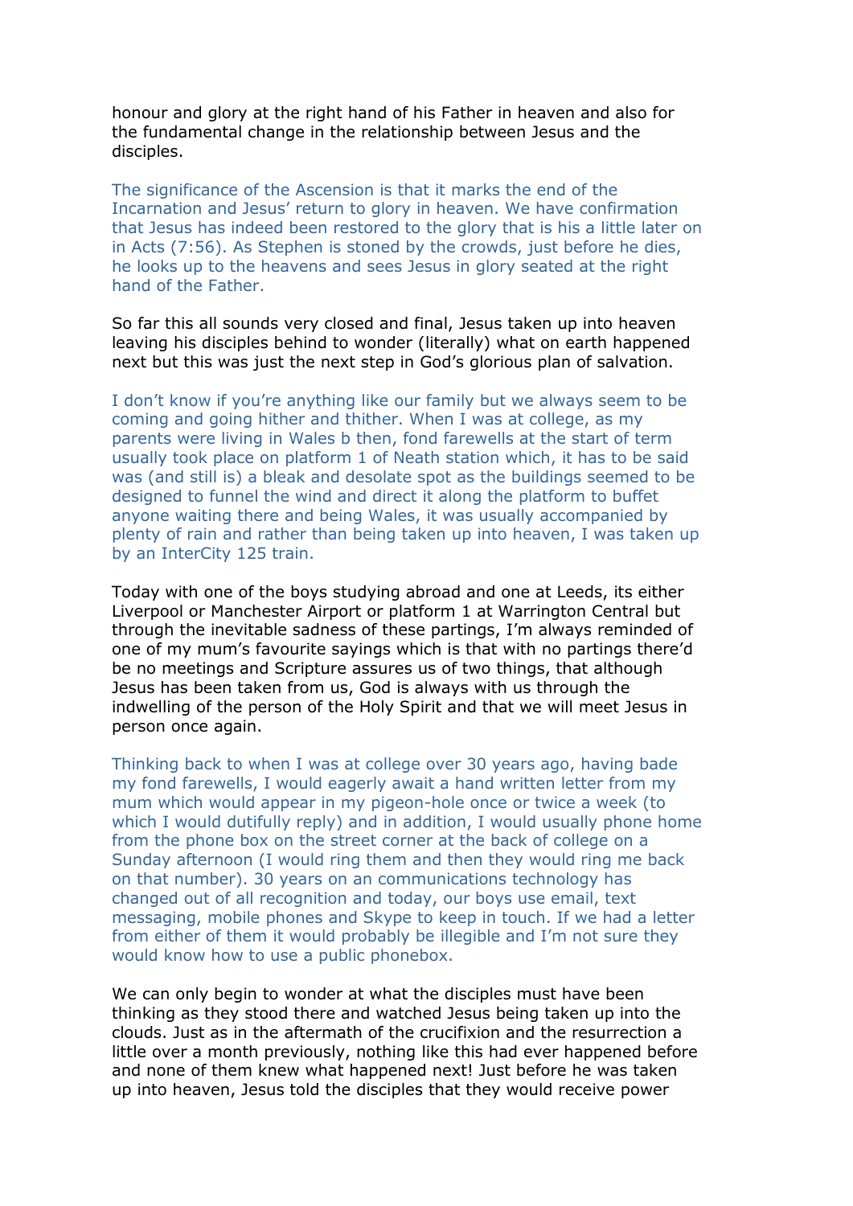honour and glory at the right hand of his Father in heaven and also for the fundamental change in the relationship between Jesus and the disciples.

The significance of the Ascension is that it marks the end of the Incarnation and Jesus' return to glory in heaven. We have confirmation that Jesus has indeed been restored to the glory that is his a little later on in Acts (7:56). As Stephen is stoned by the crowds, just before he dies, he looks up to the heavens and sees Jesus in glory seated at the right hand of the Father.

So far this all sounds very closed and final, Jesus taken up into heaven leaving his disciples behind to wonder (literally) what on earth happened next but this was just the next step in God's glorious plan of salvation.

I don't know if you're anything like our family but we always seem to be coming and going hither and thither. When I was at college, as my parents were living in Wales b then, fond farewells at the start of term usually took place on platform 1 of Neath station which, it has to be said was (and still is) a bleak and desolate spot as the buildings seemed to be designed to funnel the wind and direct it along the platform to buffet anyone waiting there and being Wales, it was usually accompanied by plenty of rain and rather than being taken up into heaven, I was taken up by an InterCity 125 train.

Today with one of the boys studying abroad and one at Leeds, its either Liverpool or Manchester Airport or platform 1 at Warrington Central but through the inevitable sadness of these partings, I'm always reminded of one of my mum's favourite sayings which is that with no partings there'd be no meetings and Scripture assures us of two things, that although Jesus has been taken from us, God is always with us through the indwelling of the person of the Holy Spirit and that we will meet Jesus in person once again.

Thinking back to when I was at college over 30 years ago, having bade my fond farewells, I would eagerly await a hand written letter from my mum which would appear in my pigeon-hole once or twice a week (to which I would dutifully reply) and in addition, I would usually phone home from the phone box on the street corner at the back of college on a Sunday afternoon (I would ring them and then they would ring me back on that number). 30 years on an communications technology has changed out of all recognition and today, our boys use email, text messaging, mobile phones and Skype to keep in touch. If we had a letter from either of them it would probably be illegible and I'm not sure they would know how to use a public phonebox.

We can only begin to wonder at what the disciples must have been thinking as they stood there and watched Jesus being taken up into the clouds. Just as in the aftermath of the crucifixion and the resurrection a little over a month previously, nothing like this had ever happened before and none of them knew what happened next! Just before he was taken up into heaven, Jesus told the disciples that they would receive power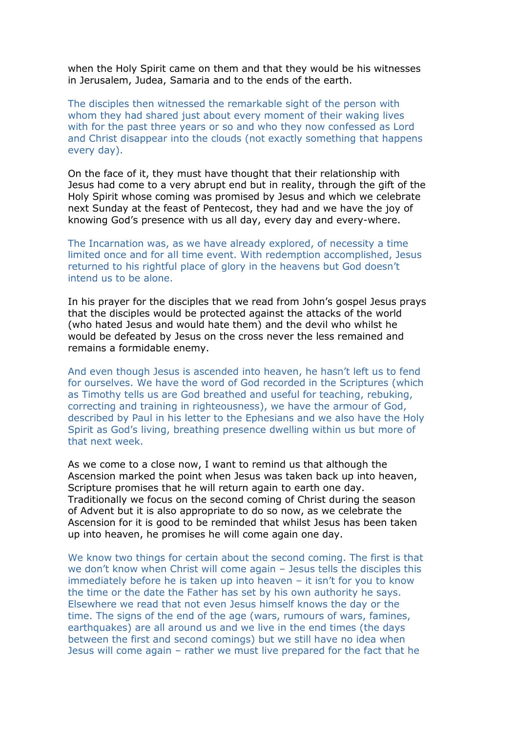when the Holy Spirit came on them and that they would be his witnesses in Jerusalem, Judea, Samaria and to the ends of the earth.

The disciples then witnessed the remarkable sight of the person with whom they had shared just about every moment of their waking lives with for the past three years or so and who they now confessed as Lord and Christ disappear into the clouds (not exactly something that happens every day).

On the face of it, they must have thought that their relationship with Jesus had come to a very abrupt end but in reality, through the gift of the Holy Spirit whose coming was promised by Jesus and which we celebrate next Sunday at the feast of Pentecost, they had and we have the joy of knowing God's presence with us all day, every day and every-where.

The Incarnation was, as we have already explored, of necessity a time limited once and for all time event. With redemption accomplished, Jesus returned to his rightful place of glory in the heavens but God doesn't intend us to be alone.

In his prayer for the disciples that we read from John's gospel Jesus prays that the disciples would be protected against the attacks of the world (who hated Jesus and would hate them) and the devil who whilst he would be defeated by Jesus on the cross never the less remained and remains a formidable enemy.

And even though Jesus is ascended into heaven, he hasn't left us to fend for ourselves. We have the word of God recorded in the Scriptures (which as Timothy tells us are God breathed and useful for teaching, rebuking, correcting and training in righteousness), we have the armour of God, described by Paul in his letter to the Ephesians and we also have the Holy Spirit as God's living, breathing presence dwelling within us but more of that next week.

As we come to a close now, I want to remind us that although the Ascension marked the point when Jesus was taken back up into heaven, Scripture promises that he will return again to earth one day. Traditionally we focus on the second coming of Christ during the season of Advent but it is also appropriate to do so now, as we celebrate the Ascension for it is good to be reminded that whilst Jesus has been taken up into heaven, he promises he will come again one day.

We know two things for certain about the second coming. The first is that we don't know when Christ will come again – Jesus tells the disciples this immediately before he is taken up into heaven – it isn't for you to know the time or the date the Father has set by his own authority he says. Elsewhere we read that not even Jesus himself knows the day or the time. The signs of the end of the age (wars, rumours of wars, famines, earthquakes) are all around us and we live in the end times (the days between the first and second comings) but we still have no idea when Jesus will come again – rather we must live prepared for the fact that he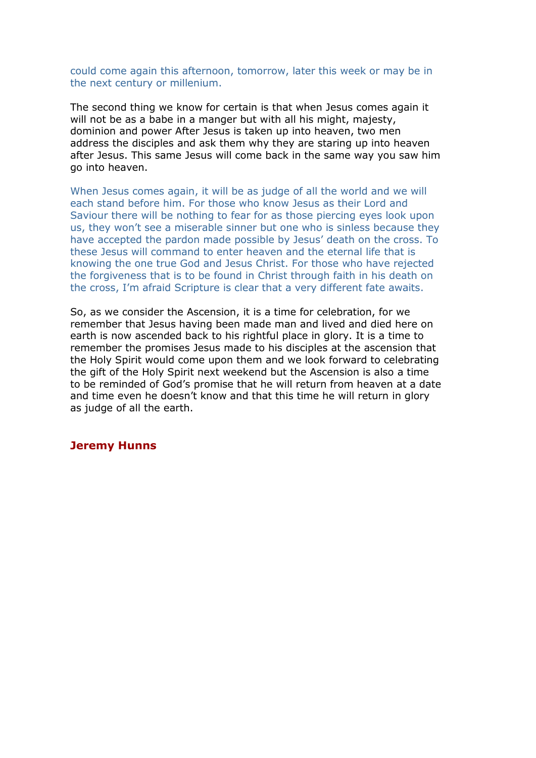could come again this afternoon, tomorrow, later this week or may be in the next century or millenium.

The second thing we know for certain is that when Jesus comes again it will not be as a babe in a manger but with all his might, majesty, dominion and power After Jesus is taken up into heaven, two men address the disciples and ask them why they are staring up into heaven after Jesus. This same Jesus will come back in the same way you saw him go into heaven.

When Jesus comes again, it will be as judge of all the world and we will each stand before him. For those who know Jesus as their Lord and Saviour there will be nothing to fear for as those piercing eyes look upon us, they won't see a miserable sinner but one who is sinless because they have accepted the pardon made possible by Jesus' death on the cross. To these Jesus will command to enter heaven and the eternal life that is knowing the one true God and Jesus Christ. For those who have rejected the forgiveness that is to be found in Christ through faith in his death on the cross, I'm afraid Scripture is clear that a very different fate awaits.

So, as we consider the Ascension, it is a time for celebration, for we remember that Jesus having been made man and lived and died here on earth is now ascended back to his rightful place in glory. It is a time to remember the promises Jesus made to his disciples at the ascension that the Holy Spirit would come upon them and we look forward to celebrating the gift of the Holy Spirit next weekend but the Ascension is also a time to be reminded of God's promise that he will return from heaven at a date and time even he doesn't know and that this time he will return in glory as judge of all the earth.

**Jeremy Hunns**